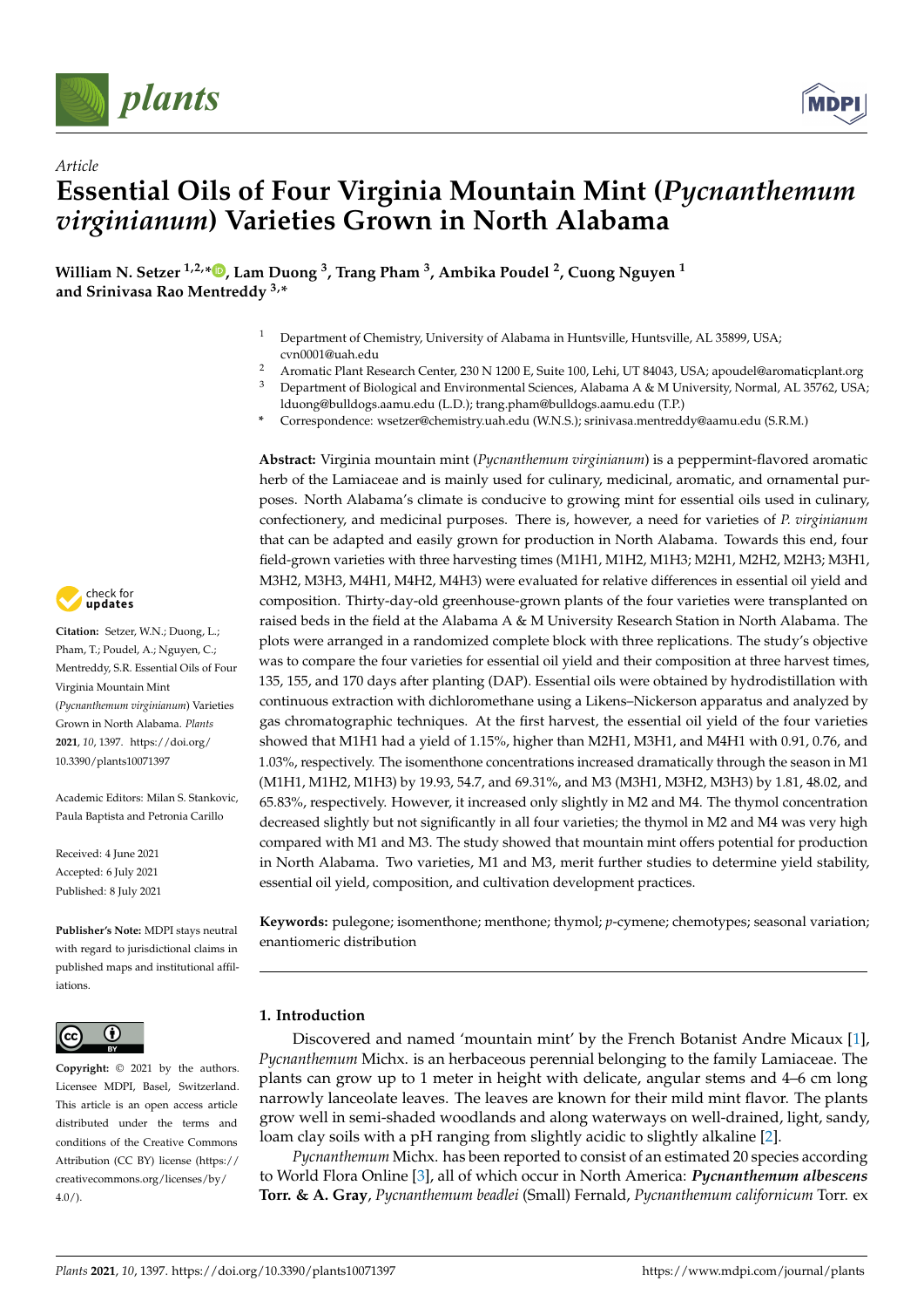*Article*

# Essential Oils of Four Virginia Mountain Mint (*Pycnanthemum virginianum*) Varieties Grown in North Alabama

**William N. Setzer [1,2,*], Lam Duong [3], Trang Pham [3], Ambika Poudel [2], Cuong Nguyen [1] and Srinivasa Rao Mentreddy [3,*]**

[1] Department of Chemistry, University of Alabama in Huntsville, Huntsville, AL 35899, USA; cvn0001@uah.edu

[2] Aromatic Plant Research Center, 230 N 1200 E, Suite 100, Lehi, UT 84043, USA; apoudel@aromaticplant.org

[3] Department of Biological and Environmental Sciences, Alabama A & M University, Normal, AL 35762, USA; lduong@bulldogs.aamu.edu (L.D.); trang.pham@bulldogs.aamu.edu (T.P.)

\* Correspondence: wsetzer@chemistry.uah.edu (W.N.S.); srinivasa.mentreddy@aamu.edu (S.R.M.)

**Abstract:** Virginia mountain mint (*Pycnanthemum virginianum*) is a peppermint-flavored aromatic herb of the Lamiaceae and is mainly used for culinary, medicinal, aromatic, and ornamental purposes. North Alabama's climate is conducive to growing mint for essential oils used in culinary, confectionery, and medicinal purposes. There is, however, a need for varieties of *P. virginianum* that can be adapted and easily grown for production in North Alabama. Towards this end, four field-grown varieties with three harvesting times (M1H1, M1H2, M1H3; M2H1, M2H2, M2H3; M3H1, M3H2, M3H3, M4H1, M4H2, M4H3) were evaluated for relative differences in essential oil yield and composition. Thirty-day-old greenhouse-grown plants of the four varieties were transplanted on raised beds in the field at the Alabama A & M University Research Station in North Alabama. The plots were arranged in a randomized complete block with three replications. The study's objective was to compare the four varieties for essential oil yield and their composition at three harvest times, 135, 155, and 170 days after planting (DAP). Essential oils were obtained by hydrodistillation with continuous extraction with dichloromethane using a Likens–Nickerson apparatus and analyzed by gas chromatographic techniques. At the first harvest, the essential oil yield of the four varieties showed that M1H1 had a yield of 1.15%, higher than M2H1, M3H1, and M4H1 with 0.91, 0.76, and 1.03%, respectively. The isomenthone concentrations increased dramatically through the season in M1 (M1H1, M1H2, M1H3) by 19.93, 54.7, and 69.31%, and M3 (M3H1, M3H2, M3H3) by 1.81, 48.02, and 65.83%, respectively. However, it increased only slightly in M2 and M4. The thymol concentration decreased slightly but not significantly in all four varieties; the thymol in M2 and M4 was very high compared with M1 and M3. The study showed that mountain mint offers potential for production in North Alabama. Two varieties, M1 and M3, merit further studies to determine yield stability, essential oil yield, composition, and cultivation development practices.

**Keywords:** pulegone; isomenthone; menthone; thymol; *p*-cymene; chemotypes; seasonal variation; enantiomeric distribution

**Citation:** Setzer, W.N.; Duong, L.; Pham, T.; Poudel, A.; Nguyen, C.; Mentreddy, S.R. Essential Oils of Four Virginia Mountain Mint (*Pycnanthemum virginianum*) Varieties Grown in North Alabama. *Plants* **2021**, *10*, 1397. https://doi.org/10.3390/plants10071397

Academic Editors: Milan S. Stankovic, Paula Baptista and Petronia Carillo

Received: 4 June 2021
Accepted: 6 July 2021
Published: 8 July 2021

**Publisher's Note:** MDPI stays neutral with regard to jurisdictional claims in published maps and institutional affiliations.

**Copyright:** © 2021 by the authors. Licensee MDPI, Basel, Switzerland. This article is an open access article distributed under the terms and conditions of the Creative Commons Attribution (CC BY) license (https://creativecommons.org/licenses/by/4.0/).

## 1. Introduction

Discovered and named 'mountain mint' by the French Botanist Andre Micaux [1], *Pycnanthemum* Michx. is an herbaceous perennial belonging to the family Lamiaceae. The plants can grow up to 1 meter in height with delicate, angular stems and 4–6 cm long narrowly lanceolate leaves. The leaves are known for their mild mint flavor. The plants grow well in semi-shaded woodlands and along waterways on well-drained, light, sandy, loam clay soils with a pH ranging from slightly acidic to slightly alkaline [2].

*Pycnanthemum* Michx. has been reported to consist of an estimated 20 species according to World Flora Online [3], all of which occur in North America: ***Pycnanthemum albescens* Torr. & A. Gray**, *Pycnanthemum beadlei* (Small) Fernald, *Pycnanthemum californicum* Torr. ex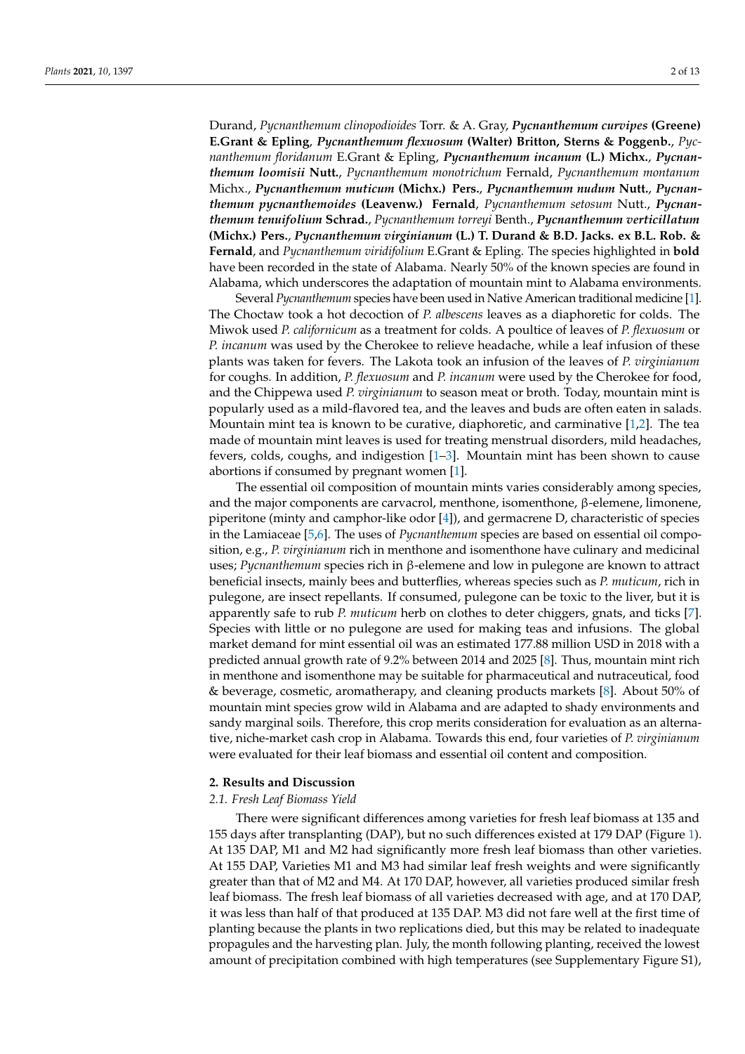Durand, *Pycnanthemum clinopodioides* Torr. & A. Gray, ***Pycnanthemum curvipes* (Greene) E.Grant & Epling**, ***Pycnanthemum flexuosum* (Walter) Britton, Sterns & Poggenb.**, *Pycnanthemum floridanum* E.Grant & Epling, ***Pycnanthemum incanum* (L.) Michx.**, ***Pycnanthemum loomisii* Nutt.**, *Pycnanthemum monotrichum* Fernald, *Pycnanthemum montanum* Michx., ***Pycnanthemum muticum* (Michx.) Pers.**, ***Pycnanthemum nudum* Nutt.**, ***Pycnanthemum pycnanthemoides* (Leavenw.) Fernald**, *Pycnanthemum setosum* Nutt., ***Pycnanthemum tenuifolium* Schrad.**, *Pycnanthemum torreyi* Benth., ***Pycnanthemum verticillatum* (Michx.) Pers.**, ***Pycnanthemum virginianum* (L.) T. Durand & B.D. Jacks. ex B.L. Rob. & Fernald**, and *Pycnanthemum viridifolium* E.Grant & Epling. The species highlighted in **bold** have been recorded in the state of Alabama. Nearly 50% of the known species are found in Alabama, which underscores the adaptation of mountain mint to Alabama environments.

Several *Pycnanthemum* species have been used in Native American traditional medicine [1]. The Choctaw took a hot decoction of *P. albescens* leaves as a diaphoretic for colds. The Miwok used *P. californicum* as a treatment for colds. A poultice of leaves of *P. flexuosum* or *P. incanum* was used by the Cherokee to relieve headache, while a leaf infusion of these plants was taken for fevers. The Lakota took an infusion of the leaves of *P. virginianum* for coughs. In addition, *P. flexuosum* and *P. incanum* were used by the Cherokee for food, and the Chippewa used *P. virginianum* to season meat or broth. Today, mountain mint is popularly used as a mild-flavored tea, and the leaves and buds are often eaten in salads. Mountain mint tea is known to be curative, diaphoretic, and carminative [1,2]. The tea made of mountain mint leaves is used for treating menstrual disorders, mild headaches, fevers, colds, coughs, and indigestion [1–3]. Mountain mint has been shown to cause abortions if consumed by pregnant women [1].

The essential oil composition of mountain mints varies considerably among species, and the major components are carvacrol, menthone, isomenthone, β-elemene, limonene, piperitone (minty and camphor-like odor [4]), and germacrene D, characteristic of species in the Lamiaceae [5,6]. The uses of *Pycnanthemum* species are based on essential oil composition, e.g., *P. virginianum* rich in menthone and isomenthone have culinary and medicinal uses; *Pycnanthemum* species rich in β-elemene and low in pulegone are known to attract beneficial insects, mainly bees and butterflies, whereas species such as *P. muticum*, rich in pulegone, are insect repellants. If consumed, pulegone can be toxic to the liver, but it is apparently safe to rub *P. muticum* herb on clothes to deter chiggers, gnats, and ticks [7]. Species with little or no pulegone are used for making teas and infusions. The global market demand for mint essential oil was an estimated 177.88 million USD in 2018 with a predicted annual growth rate of 9.2% between 2014 and 2025 [8]. Thus, mountain mint rich in menthone and isomenthone may be suitable for pharmaceutical and nutraceutical, food & beverage, cosmetic, aromatherapy, and cleaning products markets [8]. About 50% of mountain mint species grow wild in Alabama and are adapted to shady environments and sandy marginal soils. Therefore, this crop merits consideration for evaluation as an alternative, niche-market cash crop in Alabama. Towards this end, four varieties of *P. virginianum* were evaluated for their leaf biomass and essential oil content and composition.

## 2. Results and Discussion

### 2.1. Fresh Leaf Biomass Yield

There were significant differences among varieties for fresh leaf biomass at 135 and 155 days after transplanting (DAP), but no such differences existed at 179 DAP (Figure 1). At 135 DAP, M1 and M2 had significantly more fresh leaf biomass than other varieties. At 155 DAP, Varieties M1 and M3 had similar leaf fresh weights and were significantly greater than that of M2 and M4. At 170 DAP, however, all varieties produced similar fresh leaf biomass. The fresh leaf biomass of all varieties decreased with age, and at 170 DAP, it was less than half of that produced at 135 DAP. M3 did not fare well at the first time of planting because the plants in two replications died, but this may be related to inadequate propagules and the harvesting plan. July, the month following planting, received the lowest amount of precipitation combined with high temperatures (see Supplementary Figure S1),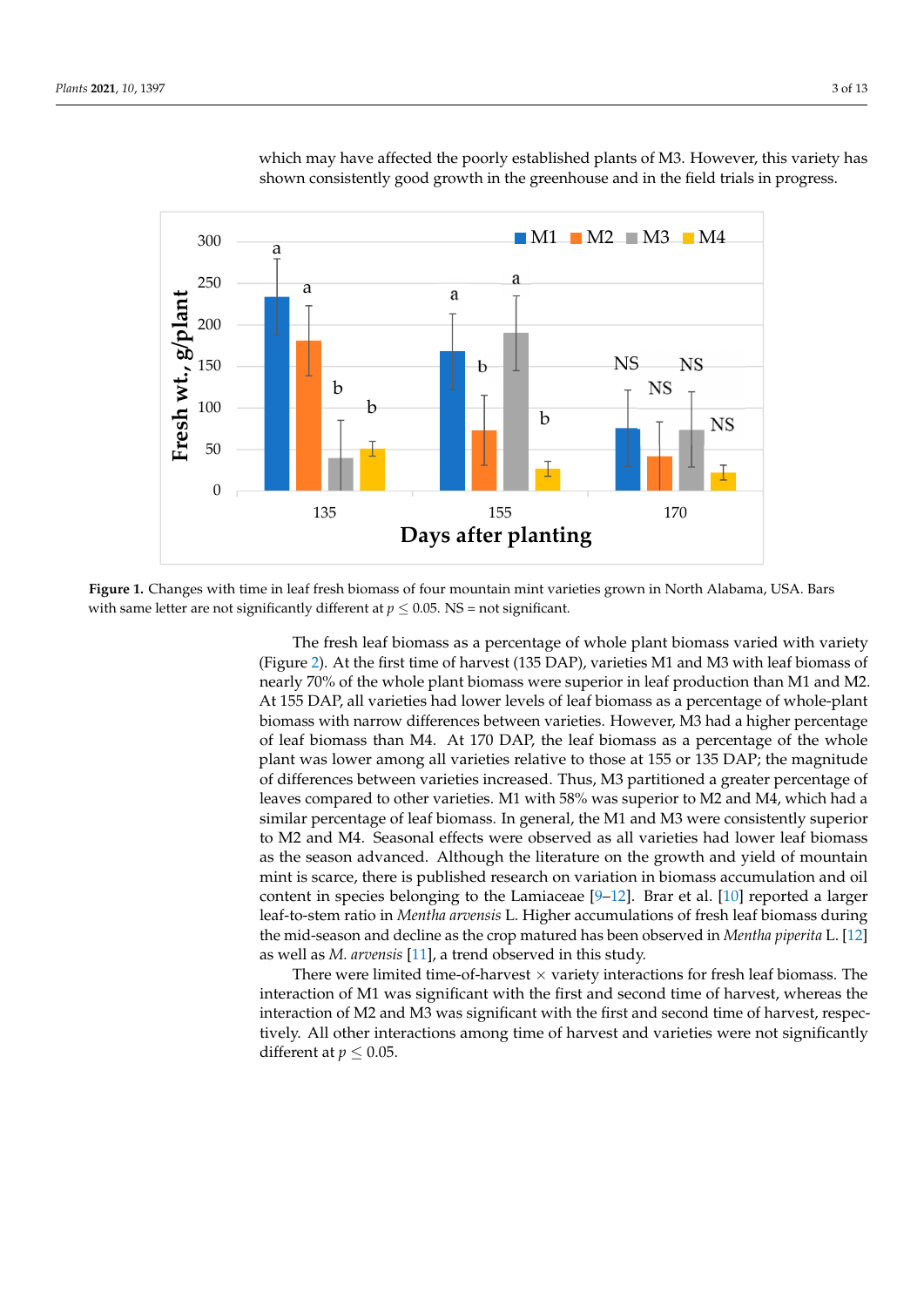which may have affected the poorly established plants of M3. However, this variety has shown consistently good growth in the greenhouse and in the field trials in progress.

**Figure 1.** Changes with time in leaf fresh biomass of four mountain mint varieties grown in North Alabama, USA. Bars with same letter are not significantly different at $p \leq 0.05$. NS = not significant.

The fresh leaf biomass as a percentage of whole plant biomass varied with variety (Figure 2). At the first time of harvest (135 DAP), varieties M1 and M3 with leaf biomass of nearly 70% of the whole plant biomass were superior in leaf production than M1 and M2. At 155 DAP, all varieties had lower levels of leaf biomass as a percentage of whole-plant biomass with narrow differences between varieties. However, M3 had a higher percentage of leaf biomass than M4. At 170 DAP, the leaf biomass as a percentage of the whole plant was lower among all varieties relative to those at 155 or 135 DAP; the magnitude of differences between varieties increased. Thus, M3 partitioned a greater percentage of leaves compared to other varieties. M1 with 58% was superior to M2 and M4, which had a similar percentage of leaf biomass. In general, the M1 and M3 were consistently superior to M2 and M4. Seasonal effects were observed as all varieties had lower leaf biomass as the season advanced. Although the literature on the growth and yield of mountain mint is scarce, there is published research on variation in biomass accumulation and oil content in species belonging to the Lamiaceae [9–12]. Brar et al. [10] reported a larger leaf-to-stem ratio in *Mentha arvensis* L. Higher accumulations of fresh leaf biomass during the mid-season and decline as the crop matured has been observed in *Mentha piperita* L. [12] as well as *M. arvensis* [11], a trend observed in this study.

There were limited time-of-harvest × variety interactions for fresh leaf biomass. The interaction of M1 was significant with the first and second time of harvest, whereas the interaction of M2 and M3 was significant with the first and second time of harvest, respectively. All other interactions among time of harvest and varieties were not significantly different at $p \leq 0.05$.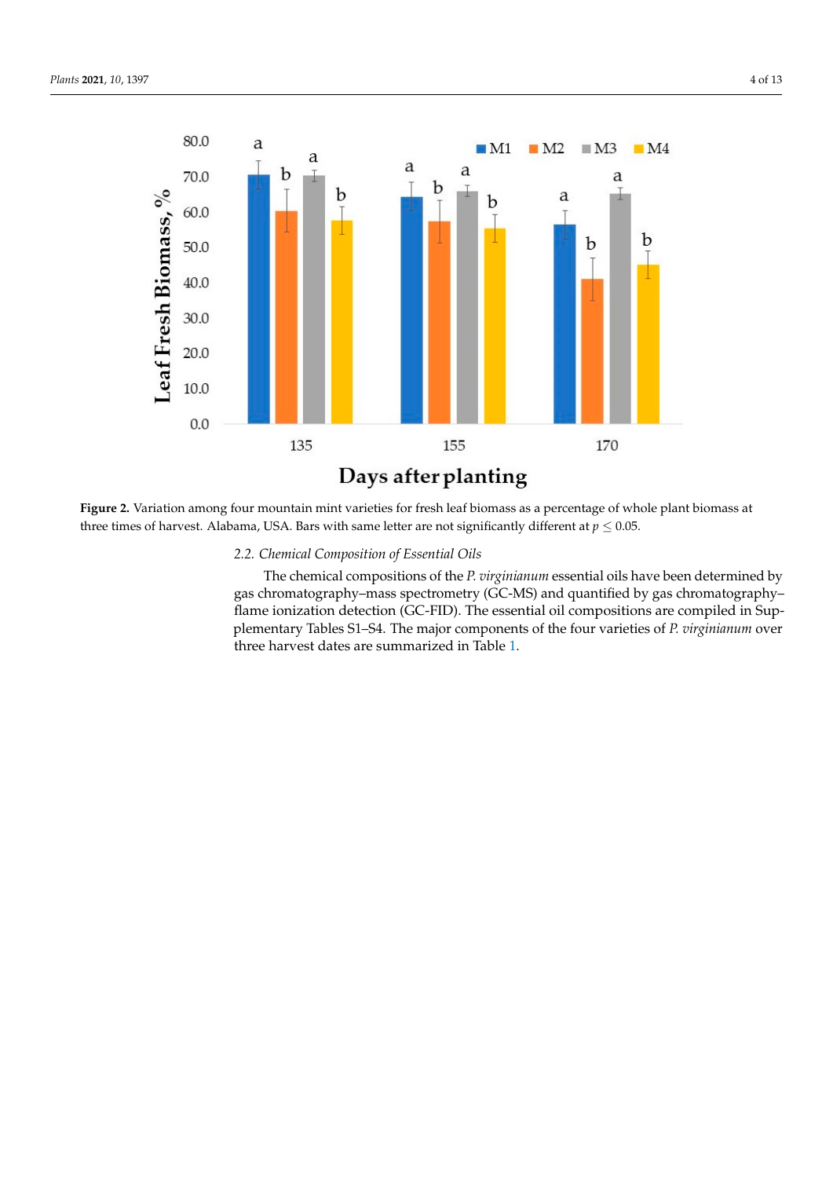**Figure 2.** Variation among four mountain mint varieties for fresh leaf biomass as a percentage of whole plant biomass at three times of harvest. Alabama, USA. Bars with same letter are not significantly different at $p \leq 0.05$.

### 2.2. Chemical Composition of Essential Oils

The chemical compositions of the *P. virginianum* essential oils have been determined by gas chromatography–mass spectrometry (GC-MS) and quantified by gas chromatography–flame ionization detection (GC-FID). The essential oil compositions are compiled in Supplementary Tables S1–S4. The major components of the four varieties of *P. virginianum* over three harvest dates are summarized in Table 1.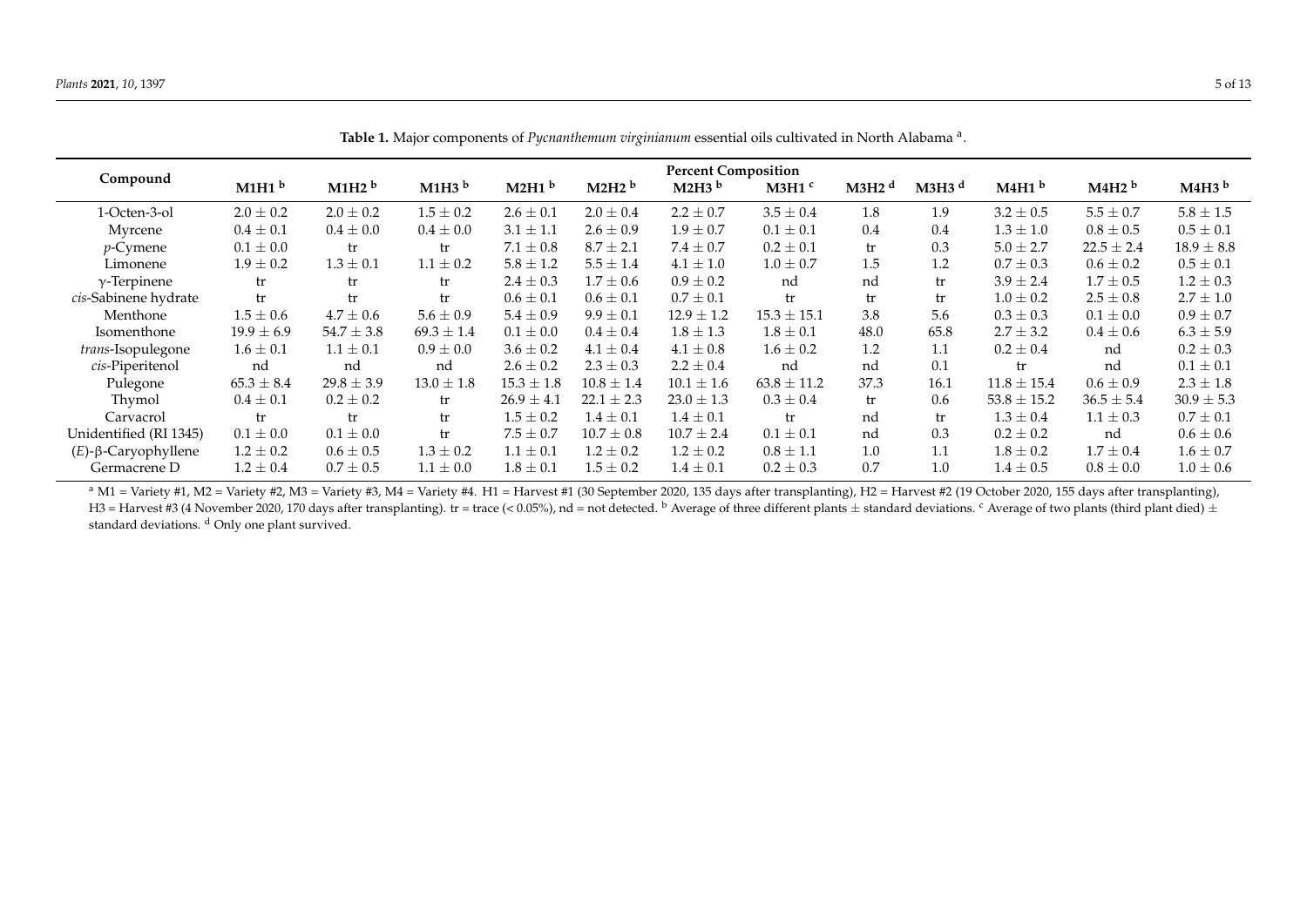**Table 1.** Major components of *Pycnanthemum virginianum* essential oils cultivated in North Alabama [a].

| Compound | Percent Composition | | | | | | | | | | | |
|---|---|---|---|---|---|---|---|---|---|---|---|---|
| | M1H1 [b] | M1H2 [b] | M1H3 [b] | M2H1 [b] | M2H2 [b] | M2H3 [b] | M3H1 [c] | M3H2 [d] | M3H3 [d] | M4H1 [b] | M4H2 [b] | M4H3 [b] |
| 1-Octen-3-ol | 2.0 ± 0.2 | 2.0 ± 0.2 | 1.5 ± 0.2 | 2.6 ± 0.1 | 2.0 ± 0.4 | 2.2 ± 0.7 | 3.5 ± 0.4 | 1.8 | 1.9 | 3.2 ± 0.5 | 5.5 ± 0.7 | 5.8 ± 1.5 |
| Myrcene | 0.4 ± 0.1 | 0.4 ± 0.0 | 0.4 ± 0.0 | 3.1 ± 1.1 | 2.6 ± 0.9 | 1.9 ± 0.7 | 0.1 ± 0.1 | 0.4 | 0.4 | 1.3 ± 1.0 | 0.8 ± 0.5 | 0.5 ± 0.1 |
| *p*-Cymene | 0.1 ± 0.0 | tr | tr | 7.1 ± 0.8 | 8.7 ± 2.1 | 7.4 ± 0.7 | 0.2 ± 0.1 | tr | 0.3 | 5.0 ± 2.7 | 22.5 ± 2.4 | 18.9 ± 8.8 |
| Limonene | 1.9 ± 0.2 | 1.3 ± 0.1 | 1.1 ± 0.2 | 5.8 ± 1.2 | 5.5 ± 1.4 | 4.1 ± 1.0 | 1.0 ± 0.7 | 1.5 | 1.2 | 0.7 ± 0.3 | 0.6 ± 0.2 | 0.5 ± 0.1 |
| γ-Terpinene | tr | tr | tr | 2.4 ± 0.3 | 1.7 ± 0.6 | 0.9 ± 0.2 | nd | nd | tr | 3.9 ± 2.4 | 1.7 ± 0.5 | 1.2 ± 0.3 |
| *cis*-Sabinene hydrate | tr | tr | tr | 0.6 ± 0.1 | 0.6 ± 0.1 | 0.7 ± 0.1 | tr | tr | tr | 1.0 ± 0.2 | 2.5 ± 0.8 | 2.7 ± 1.0 |
| Menthone | 1.5 ± 0.6 | 4.7 ± 0.6 | 5.6 ± 0.9 | 5.4 ± 0.9 | 9.9 ± 0.1 | 12.9 ± 1.2 | 15.3 ± 15.1 | 3.8 | 5.6 | 0.3 ± 0.3 | 0.1 ± 0.0 | 0.9 ± 0.7 |
| Isomenthone | 19.9 ± 6.9 | 54.7 ± 3.8 | 69.3 ± 1.4 | 0.1 ± 0.0 | 0.4 ± 0.4 | 1.8 ± 1.3 | 1.8 ± 0.1 | 48.0 | 65.8 | 2.7 ± 3.2 | 0.4 ± 0.6 | 6.3 ± 5.9 |
| *trans*-Isopulegone | 1.6 ± 0.1 | 1.1 ± 0.1 | 0.9 ± 0.0 | 3.6 ± 0.2 | 4.1 ± 0.4 | 4.1 ± 0.8 | 1.6 ± 0.2 | 1.2 | 1.1 | 0.2 ± 0.4 | nd | 0.2 ± 0.3 |
| *cis*-Piperitenol | nd | nd | nd | 2.6 ± 0.2 | 2.3 ± 0.3 | 2.2 ± 0.4 | nd | nd | 0.1 | tr | nd | 0.1 ± 0.1 |
| Pulegone | 65.3 ± 8.4 | 29.8 ± 3.9 | 13.0 ± 1.8 | 15.3 ± 1.8 | 10.8 ± 1.4 | 10.1 ± 1.6 | 63.8 ± 11.2 | 37.3 | 16.1 | 11.8 ± 15.4 | 0.6 ± 0.9 | 2.3 ± 1.8 |
| Thymol | 0.4 ± 0.1 | 0.2 ± 0.2 | tr | 26.9 ± 4.1 | 22.1 ± 2.3 | 23.0 ± 1.3 | 0.3 ± 0.4 | tr | 0.6 | 53.8 ± 15.2 | 36.5 ± 5.4 | 30.9 ± 5.3 |
| Carvacrol | tr | tr | tr | 1.5 ± 0.2 | 1.4 ± 0.1 | 1.4 ± 0.1 | tr | nd | tr | 1.3 ± 0.4 | 1.1 ± 0.3 | 0.7 ± 0.1 |
| Unidentified (RI 1345) | 0.1 ± 0.0 | 0.1 ± 0.0 | tr | 7.5 ± 0.7 | 10.7 ± 0.8 | 10.7 ± 2.4 | 0.1 ± 0.1 | nd | 0.3 | 0.2 ± 0.2 | nd | 0.6 ± 0.6 |
| (*E*)-β-Caryophyllene | 1.2 ± 0.2 | 0.6 ± 0.5 | 1.3 ± 0.2 | 1.1 ± 0.1 | 1.2 ± 0.2 | 1.2 ± 0.2 | 0.8 ± 1.1 | 1.0 | 1.1 | 1.8 ± 0.2 | 1.7 ± 0.4 | 1.6 ± 0.7 |
| Germacrene D | 1.2 ± 0.4 | 0.7 ± 0.5 | 1.1 ± 0.0 | 1.8 ± 0.1 | 1.5 ± 0.2 | 1.4 ± 0.1 | 0.2 ± 0.3 | 0.7 | 1.0 | 1.4 ± 0.5 | 0.8 ± 0.0 | 1.0 ± 0.6 |

[a] M1 = Variety #1, M2 = Variety #2, M3 = Variety #3, M4 = Variety #4. H1 = Harvest #1 (30 September 2020, 135 days after transplanting), H2 = Harvest #2 (19 October 2020, 155 days after transplanting), H3 = Harvest #3 (4 November 2020, 170 days after transplanting). tr = trace (< 0.05%), nd = not detected. [b] Average of three different plants ± standard deviations. [c] Average of two plants (third plant died) ± standard deviations. [d] Only one plant survived.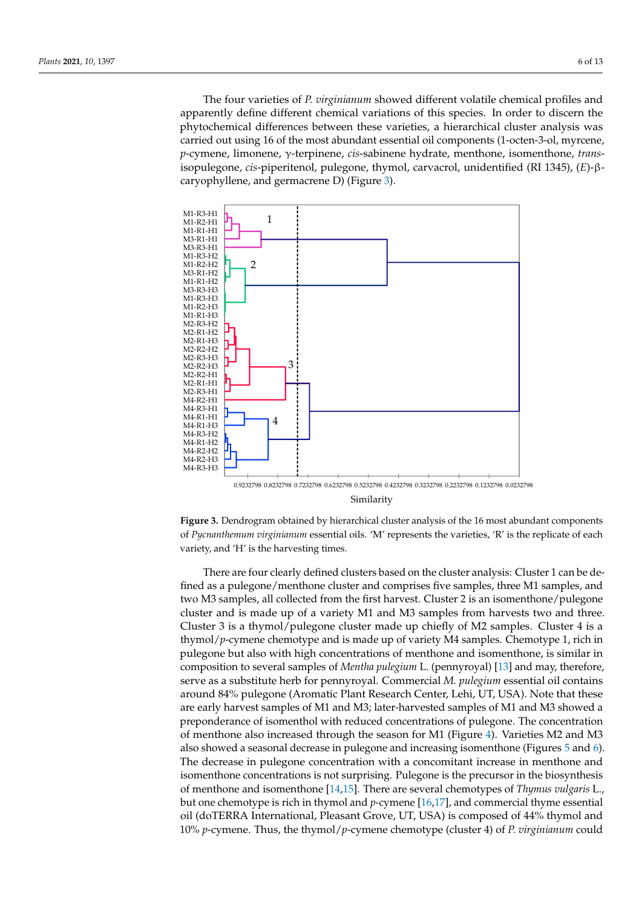The four varieties of *P. virginianum* showed different volatile chemical profiles and apparently define different chemical variations of this species. In order to discern the phytochemical differences between these varieties, a hierarchical cluster analysis was carried out using 16 of the most abundant essential oil components (1-octen-3-ol, myrcene, *p*-cymene, limonene, γ-terpinene, *cis*-sabinene hydrate, menthone, isomenthone, *trans*-isopulegone, *cis*-piperitenol, pulegone, thymol, carvacrol, unidentified (RI 1345), (*E*)-β-caryophyllene, and germacrene D) (Figure 3).

**Figure 3.** Dendrogram obtained by hierarchical cluster analysis of the 16 most abundant components of *Pycnanthemum virginianum* essential oils. 'M' represents the varieties, 'R' is the replicate of each variety, and 'H' is the harvesting times.

There are four clearly defined clusters based on the cluster analysis: Cluster 1 can be defined as a pulegone/menthone cluster and comprises five samples, three M1 samples, and two M3 samples, all collected from the first harvest. Cluster 2 is an isomenthone/pulegone cluster and is made up of a variety M1 and M3 samples from harvests two and three. Cluster 3 is a thymol/pulegone cluster made up chiefly of M2 samples. Cluster 4 is a thymol/*p*-cymene chemotype and is made up of variety M4 samples. Chemotype 1, rich in pulegone but also with high concentrations of menthone and isomenthone, is similar in composition to several samples of *Mentha pulegium* L. (pennyroyal) [13] and may, therefore, serve as a substitute herb for pennyroyal. Commercial *M. pulegium* essential oil contains around 84% pulegone (Aromatic Plant Research Center, Lehi, UT, USA). Note that these are early harvest samples of M1 and M3; later-harvested samples of M1 and M3 showed a preponderance of isomenthol with reduced concentrations of pulegone. The concentration of menthone also increased through the season for M1 (Figure 4). Varieties M2 and M3 also showed a seasonal decrease in pulegone and increasing isomenthone (Figures 5 and 6). The decrease in pulegone concentration with a concomitant increase in menthone and isomenthone concentrations is not surprising. Pulegone is the precursor in the biosynthesis of menthone and isomenthone [14,15]. There are several chemotypes of *Thymus vulgaris* L., but one chemotype is rich in thymol and *p*-cymene [16,17], and commercial thyme essential oil (doTERRA International, Pleasant Grove, UT, USA) is composed of 44% thymol and 10% *p*-cymene. Thus, the thymol/*p*-cymene chemotype (cluster 4) of *P. virginianum* could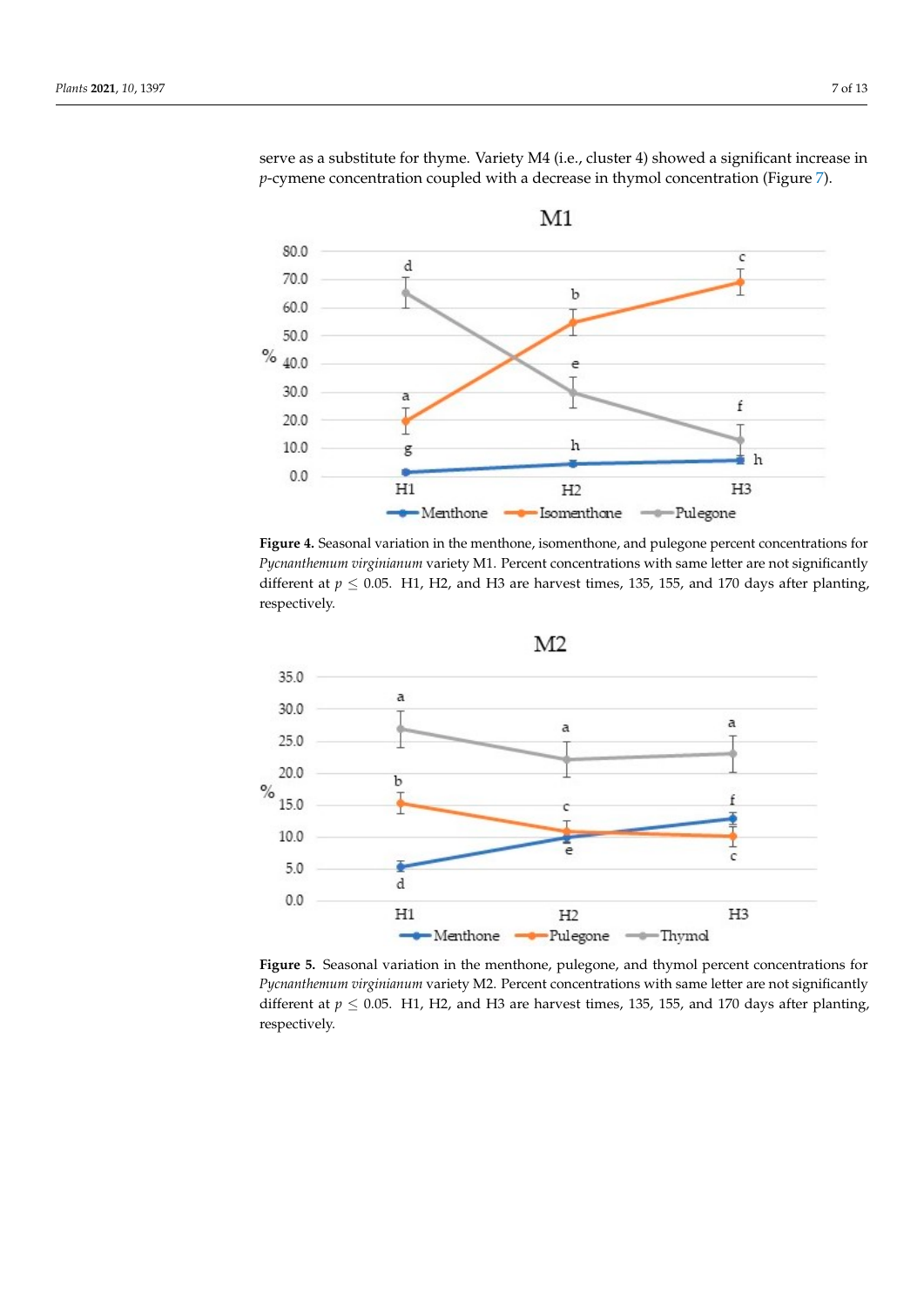serve as a substitute for thyme. Variety M4 (i.e., cluster 4) showed a significant increase in *p*-cymene concentration coupled with a decrease in thymol concentration (Figure 7).

**Figure 4.** Seasonal variation in the menthone, isomenthone, and pulegone percent concentrations for *Pycnanthemum virginianum* variety M1. Percent concentrations with same letter are not significantly different at $p \leq 0.05$. H1, H2, and H3 are harvest times, 135, 155, and 170 days after planting, respectively.

**Figure 5.** Seasonal variation in the menthone, pulegone, and thymol percent concentrations for *Pycnanthemum virginianum* variety M2. Percent concentrations with same letter are not significantly different at $p \leq 0.05$. H1, H2, and H3 are harvest times, 135, 155, and 170 days after planting, respectively.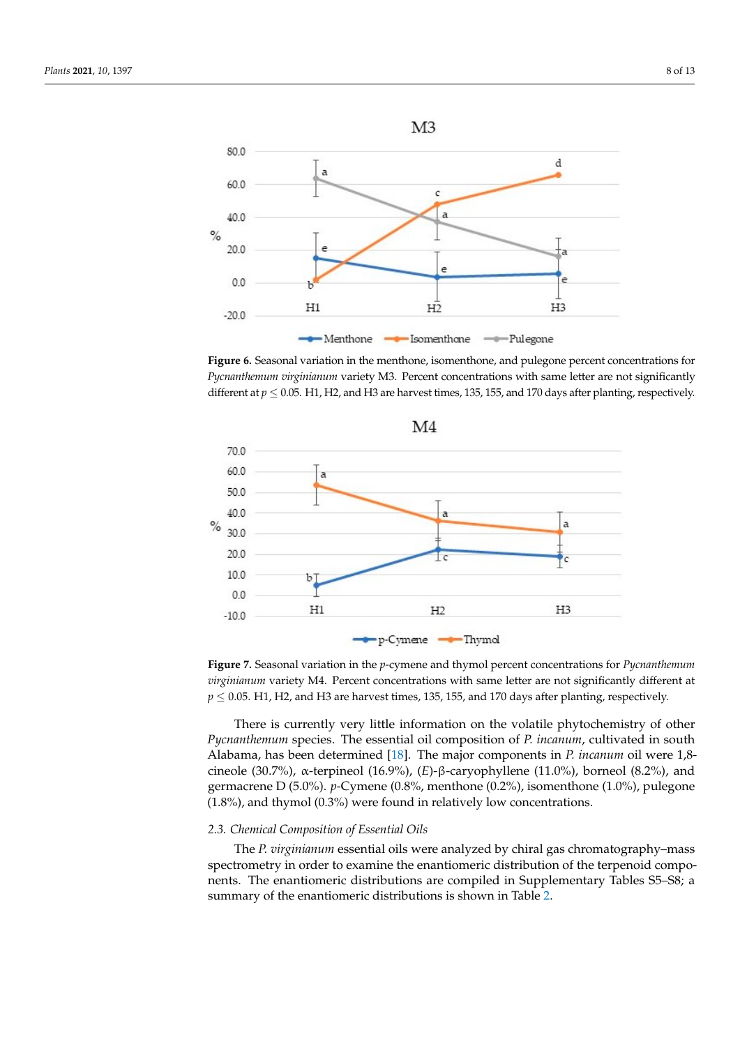**Figure 6.** Seasonal variation in the menthone, isomenthone, and pulegone percent concentrations for *Pycnanthemum virginianum* variety M3. Percent concentrations with same letter are not significantly different at $p \leq 0.05$. H1, H2, and H3 are harvest times, 135, 155, and 170 days after planting, respectively.

**Figure 7.** Seasonal variation in the *p*-cymene and thymol percent concentrations for *Pycnanthemum virginianum* variety M4. Percent concentrations with same letter are not significantly different at $p \leq 0.05$. H1, H2, and H3 are harvest times, 135, 155, and 170 days after planting, respectively.

There is currently very little information on the volatile phytochemistry of other *Pycnanthemum* species. The essential oil composition of *P. incanum*, cultivated in south Alabama, has been determined [18]. The major components in *P. incanum* oil were 1,8-cineole (30.7%), α-terpineol (16.9%), (*E*)-β-caryophyllene (11.0%), borneol (8.2%), and germacrene D (5.0%). *p*-Cymene (0.8%, menthone (0.2%), isomenthone (1.0%), pulegone (1.8%), and thymol (0.3%) were found in relatively low concentrations.

### 2.3. Chemical Composition of Essential Oils

The *P. virginianum* essential oils were analyzed by chiral gas chromatography–mass spectrometry in order to examine the enantiomeric distribution of the terpenoid components. The enantiomeric distributions are compiled in Supplementary Tables S5–S8; a summary of the enantiomeric distributions is shown in Table 2.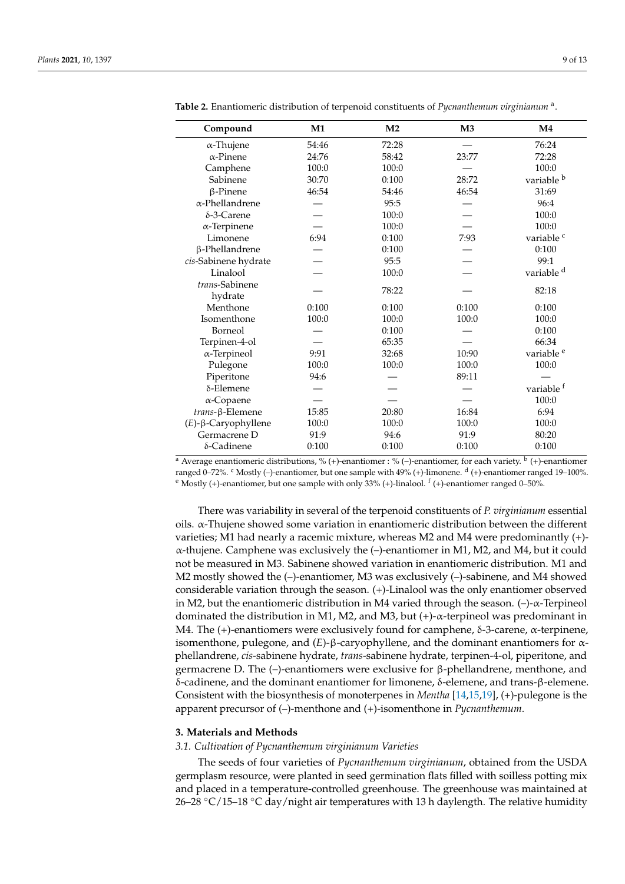**Table 2.** Enantiomeric distribution of terpenoid constituents of *Pycnanthemum virginianum* [a].

| Compound | M1 | M2 | M3 | M4 |
|---|---|---|---|---|
| α-Thujene | 54:46 | 72:28 | — | 76:24 |
| α-Pinene | 24:76 | 58:42 | 23:77 | 72:28 |
| Camphene | 100:0 | 100:0 | — | 100:0 |
| Sabinene | 30:70 | 0:100 | 28:72 | variable [b] |
| β-Pinene | 46:54 | 54:46 | 46:54 | 31:69 |
| α-Phellandrene | — | 95:5 | — | 96:4 |
| δ-3-Carene | — | 100:0 | — | 100:0 |
| α-Terpinene | — | 100:0 | — | 100:0 |
| Limonene | 6:94 | 0:100 | 7:93 | variable [c] |
| β-Phellandrene | — | 0:100 | — | 0:100 |
| *cis*-Sabinene hydrate | — | 95:5 | — | 99:1 |
| Linalool | — | 100:0 | — | variable [d] |
| *trans*-Sabinene hydrate | — | 78:22 | — | 82:18 |
| Menthone | 0:100 | 0:100 | 0:100 | 0:100 |
| Isomenthone | 100:0 | 100:0 | 100:0 | 100:0 |
| Borneol | — | 0:100 | — | 0:100 |
| Terpinen-4-ol | — | 65:35 | — | 66:34 |
| α-Terpineol | 9:91 | 32:68 | 10:90 | variable [e] |
| Pulegone | 100:0 | 100:0 | 100:0 | 100:0 |
| Piperitone | 94:6 | — | 89:11 | — |
| δ-Elemene | — | — | — | variable [f] |
| α-Copaene | — | — | — | 100:0 |
| *trans*-β-Elemene | 15:85 | 20:80 | 16:84 | 6:94 |
| (*E*)-β-Caryophyllene | 100:0 | 100:0 | 100:0 | 100:0 |
| Germacrene D | 91:9 | 94:6 | 91:9 | 80:20 |
| δ-Cadinene | 0:100 | 0:100 | 0:100 | 0:100 |

[a] Average enantiomeric distributions, % (+)-enantiomer : % (–)-enantiomer, for each variety. [b] (+)-enantiomer ranged 0–72%. [c] Mostly (–)-enantiomer, but one sample with 49% (+)-limonene. [d] (+)-enantiomer ranged 19–100%. [e] Mostly (+)-enantiomer, but one sample with only 33% (+)-linalool. [f] (+)-enantiomer ranged 0–50%.

There was variability in several of the terpenoid constituents of *P. virginianum* essential oils. α-Thujene showed some variation in enantiomeric distribution between the different varieties; M1 had nearly a racemic mixture, whereas M2 and M4 were predominantly (+)-α-thujene. Camphene was exclusively the (–)-enantiomer in M1, M2, and M4, but it could not be measured in M3. Sabinene showed variation in enantiomeric distribution. M1 and M2 mostly showed the (–)-enantiomer, M3 was exclusively (–)-sabinene, and M4 showed considerable variation through the season. (+)-Linalool was the only enantiomer observed in M2, but the enantiomeric distribution in M4 varied through the season. (–)-α-Terpineol dominated the distribution in M1, M2, and M3, but (+)-α-terpineol was predominant in M4. The (+)-enantiomers were exclusively found for camphene, δ-3-carene, α-terpinene, isomenthone, pulegone, and (*E*)-β-caryophyllene, and the dominant enantiomers for α-phellandrene, *cis*-sabinene hydrate, *trans*-sabinene hydrate, terpinen-4-ol, piperitone, and germacrene D. The (–)-enantiomers were exclusive for β-phellandrene, menthone, and δ-cadinene, and the dominant enantiomer for limonene, δ-elemene, and trans-β-elemene. Consistent with the biosynthesis of monoterpenes in *Mentha* [14,15,19], (+)-pulegone is the apparent precursor of (–)-menthone and (+)-isomenthone in *Pycnanthemum*.

## 3. Materials and Methods

### *3.1. Cultivation of Pycnanthemum virginianum Varieties*

The seeds of four varieties of *Pycnanthemum virginianum*, obtained from the USDA germplasm resource, were planted in seed germination flats filled with soilless potting mix and placed in a temperature-controlled greenhouse. The greenhouse was maintained at 26–28 °C/15–18 °C day/night air temperatures with 13 h daylength. The relative humidity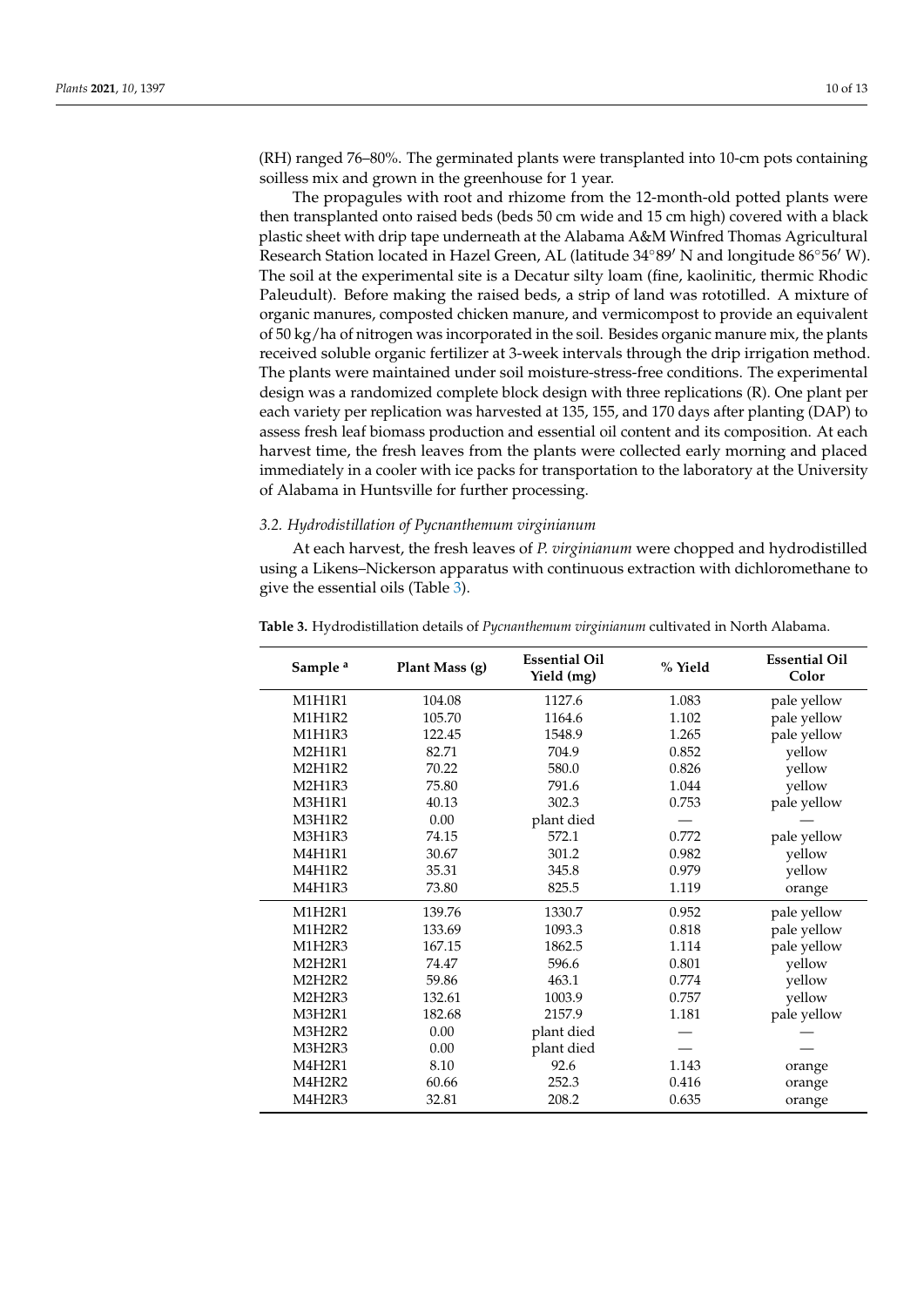(RH) ranged 76–80%. The germinated plants were transplanted into 10-cm pots containing soilless mix and grown in the greenhouse for 1 year.

The propagules with root and rhizome from the 12-month-old potted plants were then transplanted onto raised beds (beds 50 cm wide and 15 cm high) covered with a black plastic sheet with drip tape underneath at the Alabama A&M Winfred Thomas Agricultural Research Station located in Hazel Green, AL (latitude 34°89′ N and longitude 86°56′ W). The soil at the experimental site is a Decatur silty loam (fine, kaolinitic, thermic Rhodic Paleudult). Before making the raised beds, a strip of land was rototilled. A mixture of organic manures, composted chicken manure, and vermicompost to provide an equivalent of 50 kg/ha of nitrogen was incorporated in the soil. Besides organic manure mix, the plants received soluble organic fertilizer at 3-week intervals through the drip irrigation method. The plants were maintained under soil moisture-stress-free conditions. The experimental design was a randomized complete block design with three replications (R). One plant per each variety per replication was harvested at 135, 155, and 170 days after planting (DAP) to assess fresh leaf biomass production and essential oil content and its composition. At each harvest time, the fresh leaves from the plants were collected early morning and placed immediately in a cooler with ice packs for transportation to the laboratory at the University of Alabama in Huntsville for further processing.

### 3.2. Hydrodistillation of *Pycnanthemum virginianum*

At each harvest, the fresh leaves of *P. virginianum* were chopped and hydrodistilled using a Likens–Nickerson apparatus with continuous extraction with dichloromethane to give the essential oils (Table 3).

**Table 3.** Hydrodistillation details of *Pycnanthemum virginianum* cultivated in North Alabama.

| Sample [a] | Plant Mass (g) | Essential Oil Yield (mg) | % Yield | Essential Oil Color |
|---|---|---|---|---|
| M1H1R1 | 104.08 | 1127.6 | 1.083 | pale yellow |
| M1H1R2 | 105.70 | 1164.6 | 1.102 | pale yellow |
| M1H1R3 | 122.45 | 1548.9 | 1.265 | pale yellow |
| M2H1R1 | 82.71 | 704.9 | 0.852 | yellow |
| M2H1R2 | 70.22 | 580.0 | 0.826 | yellow |
| M2H1R3 | 75.80 | 791.6 | 1.044 | yellow |
| M3H1R1 | 40.13 | 302.3 | 0.753 | pale yellow |
| M3H1R2 | 0.00 | plant died | — | — |
| M3H1R3 | 74.15 | 572.1 | 0.772 | pale yellow |
| M4H1R1 | 30.67 | 301.2 | 0.982 | yellow |
| M4H1R2 | 35.31 | 345.8 | 0.979 | yellow |
| M4H1R3 | 73.80 | 825.5 | 1.119 | orange |
| M1H2R1 | 139.76 | 1330.7 | 0.952 | pale yellow |
| M1H2R2 | 133.69 | 1093.3 | 0.818 | pale yellow |
| M1H2R3 | 167.15 | 1862.5 | 1.114 | pale yellow |
| M2H2R1 | 74.47 | 596.6 | 0.801 | yellow |
| M2H2R2 | 59.86 | 463.1 | 0.774 | yellow |
| M2H2R3 | 132.61 | 1003.9 | 0.757 | yellow |
| M3H2R1 | 182.68 | 2157.9 | 1.181 | pale yellow |
| M3H2R2 | 0.00 | plant died | — | — |
| M3H2R3 | 0.00 | plant died | — | — |
| M4H2R1 | 8.10 | 92.6 | 1.143 | orange |
| M4H2R2 | 60.66 | 252.3 | 0.416 | orange |
| M4H2R3 | 32.81 | 208.2 | 0.635 | orange |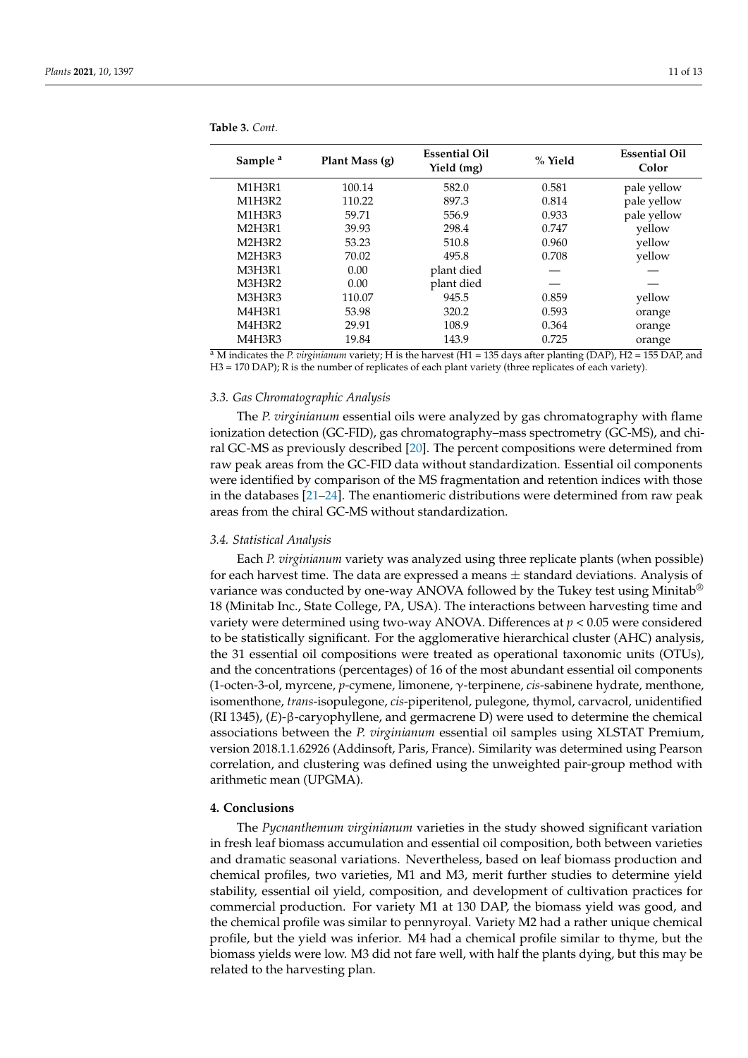**Table 3.** *Cont.*

| Sample [a] | Plant Mass (g) | Essential Oil Yield (mg) | % Yield | Essential Oil Color |
|---|---|---|---|---|
| M1H3R1 | 100.14 | 582.0 | 0.581 | pale yellow |
| M1H3R2 | 110.22 | 897.3 | 0.814 | pale yellow |
| M1H3R3 | 59.71 | 556.9 | 0.933 | pale yellow |
| M2H3R1 | 39.93 | 298.4 | 0.747 | yellow |
| M2H3R2 | 53.23 | 510.8 | 0.960 | yellow |
| M2H3R3 | 70.02 | 495.8 | 0.708 | yellow |
| M3H3R1 | 0.00 | plant died | — | — |
| M3H3R2 | 0.00 | plant died | — | — |
| M3H3R3 | 110.07 | 945.5 | 0.859 | yellow |
| M4H3R1 | 53.98 | 320.2 | 0.593 | orange |
| M4H3R2 | 29.91 | 108.9 | 0.364 | orange |
| M4H3R3 | 19.84 | 143.9 | 0.725 | orange |

[a] M indicates the *P. virginianum* variety; H is the harvest (H1 = 135 days after planting (DAP), H2 = 155 DAP, and H3 = 170 DAP); R is the number of replicates of each plant variety (three replicates of each variety).

### 3.3. Gas Chromatographic Analysis

The *P. virginianum* essential oils were analyzed by gas chromatography with flame ionization detection (GC-FID), gas chromatography–mass spectrometry (GC-MS), and chiral GC-MS as previously described [20]. The percent compositions were determined from raw peak areas from the GC-FID data without standardization. Essential oil components were identified by comparison of the MS fragmentation and retention indices with those in the databases [21–24]. The enantiomeric distributions were determined from raw peak areas from the chiral GC-MS without standardization.

### 3.4. Statistical Analysis

Each *P. virginianum* variety was analyzed using three replicate plants (when possible) for each harvest time. The data are expressed a means ± standard deviations. Analysis of variance was conducted by one-way ANOVA followed by the Tukey test using Minitab® 18 (Minitab Inc., State College, PA, USA). The interactions between harvesting time and variety were determined using two-way ANOVA. Differences at $p < 0.05$ were considered to be statistically significant. For the agglomerative hierarchical cluster (AHC) analysis, the 31 essential oil compositions were treated as operational taxonomic units (OTUs), and the concentrations (percentages) of 16 of the most abundant essential oil components (1-octen-3-ol, myrcene, *p*-cymene, limonene, γ-terpinene, *cis*-sabinene hydrate, menthone, isomenthone, *trans*-isopulegone, *cis*-piperitenol, pulegone, thymol, carvacrol, unidentified (RI 1345), (*E*)-β-caryophyllene, and germacrene D) were used to determine the chemical associations between the *P. virginianum* essential oil samples using XLSTAT Premium, version 2018.1.1.62926 (Addinsoft, Paris, France). Similarity was determined using Pearson correlation, and clustering was defined using the unweighted pair-group method with arithmetic mean (UPGMA).

## 4. Conclusions

The *Pycnanthemum virginianum* varieties in the study showed significant variation in fresh leaf biomass accumulation and essential oil composition, both between varieties and dramatic seasonal variations. Nevertheless, based on leaf biomass production and chemical profiles, two varieties, M1 and M3, merit further studies to determine yield stability, essential oil yield, composition, and development of cultivation practices for commercial production. For variety M1 at 130 DAP, the biomass yield was good, and the chemical profile was similar to pennyroyal. Variety M2 had a rather unique chemical profile, but the yield was inferior. M4 had a chemical profile similar to thyme, but the biomass yields were low. M3 did not fare well, with half the plants dying, but this may be related to the harvesting plan.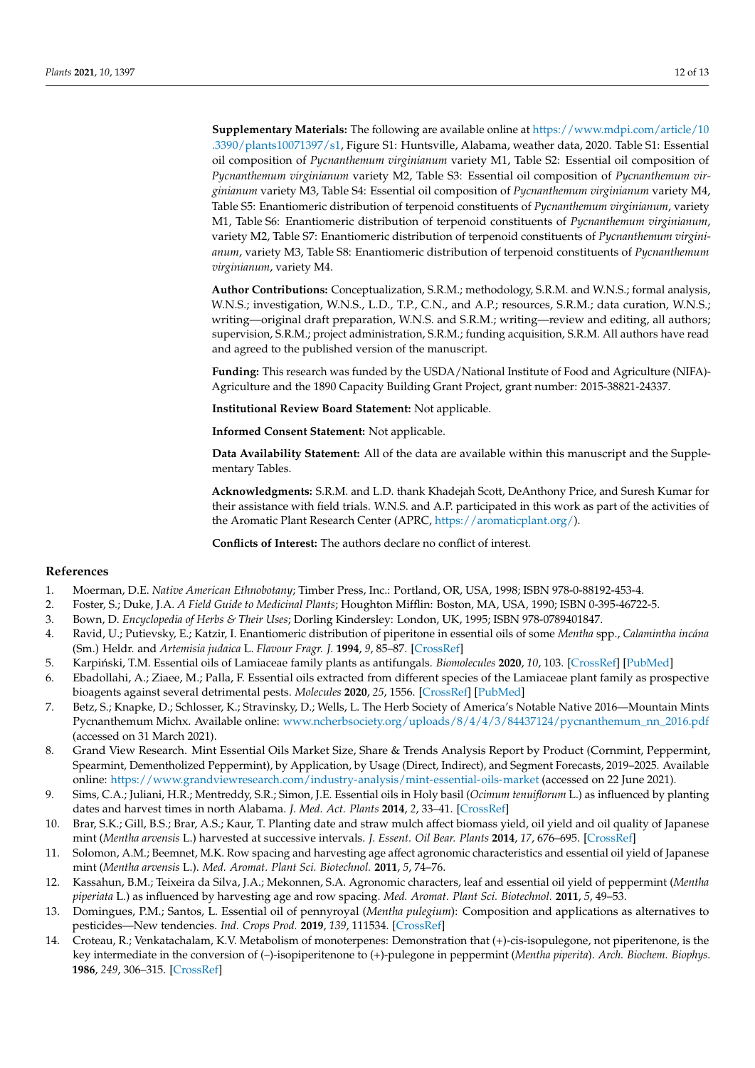**Supplementary Materials:** The following are available online at https://www.mdpi.com/article/10.3390/plants10071397/s1, Figure S1: Huntsville, Alabama, weather data, 2020. Table S1: Essential oil composition of *Pycnanthemum virginianum* variety M1, Table S2: Essential oil composition of *Pycnanthemum virginianum* variety M2, Table S3: Essential oil composition of *Pycnanthemum virginianum* variety M3, Table S4: Essential oil composition of *Pycnanthemum virginianum* variety M4, Table S5: Enantiomeric distribution of terpenoid constituents of *Pycnanthemum virginianum*, variety M1, Table S6: Enantiomeric distribution of terpenoid constituents of *Pycnanthemum virginianum*, variety M2, Table S7: Enantiomeric distribution of terpenoid constituents of *Pycnanthemum virginianum*, variety M3, Table S8: Enantiomeric distribution of terpenoid constituents of *Pycnanthemum virginianum*, variety M4.

**Author Contributions:** Conceptualization, S.R.M.; methodology, S.R.M. and W.N.S.; formal analysis, W.N.S.; investigation, W.N.S., L.D., T.P., C.N., and A.P.; resources, S.R.M.; data curation, W.N.S.; writing—original draft preparation, W.N.S. and S.R.M.; writing—review and editing, all authors; supervision, S.R.M.; project administration, S.R.M.; funding acquisition, S.R.M. All authors have read and agreed to the published version of the manuscript.

**Funding:** This research was funded by the USDA/National Institute of Food and Agriculture (NIFA)-Agriculture and the 1890 Capacity Building Grant Project, grant number: 2015-38821-24337.

**Institutional Review Board Statement:** Not applicable.

**Informed Consent Statement:** Not applicable.

**Data Availability Statement:** All of the data are available within this manuscript and the Supplementary Tables.

**Acknowledgments:** S.R.M. and L.D. thank Khadejah Scott, DeAnthony Price, and Suresh Kumar for their assistance with field trials. W.N.S. and A.P. participated in this work as part of the activities of the Aromatic Plant Research Center (APRC, https://aromaticplant.org/).

**Conflicts of Interest:** The authors declare no conflict of interest.

## References

1. Moerman, D.E. *Native American Ethnobotany*; Timber Press, Inc.: Portland, OR, USA, 1998; ISBN 978-0-88192-453-4.
2. Foster, S.; Duke, J.A. *A Field Guide to Medicinal Plants*; Houghton Mifflin: Boston, MA, USA, 1990; ISBN 0-395-46722-5.
3. Bown, D. *Encyclopedia of Herbs & Their Uses*; Dorling Kindersley: London, UK, 1995; ISBN 978-0789401847.
4. Ravid, U.; Putievsky, E.; Katzir, I. Enantiomeric distribution of piperitone in essential oils of some *Mentha* spp., *Calamintha incána* (Sm.) Heldr. and *Artemisia judaica* L. *Flavour Fragr. J.* **1994**, *9*, 85–87. [CrossRef]
5. Karpiński, T.M. Essential oils of Lamiaceae family plants as antifungals. *Biomolecules* **2020**, *10*, 103. [CrossRef] [PubMed]
6. Ebadollahi, A.; Ziaee, M.; Palla, F. Essential oils extracted from different species of the Lamiaceae plant family as prospective bioagents against several detrimental pests. *Molecules* **2020**, *25*, 1556. [CrossRef] [PubMed]
7. Betz, S.; Knapke, D.; Schlosser, K.; Stravinsky, D.; Wells, L. The Herb Society of America's Notable Native 2016—Mountain Mints Pycnanthemum Michx. Available online: www.ncherbsociety.org/uploads/8/4/4/3/84437124/pycnanthemum_nn_2016.pdf (accessed on 31 March 2021).
8. Grand View Research. Mint Essential Oils Market Size, Share & Trends Analysis Report by Product (Cornmint, Peppermint, Spearmint, Dementholized Peppermint), by Application, by Usage (Direct, Indirect), and Segment Forecasts, 2019–2025. Available online: https://www.grandviewresearch.com/industry-analysis/mint-essential-oils-market (accessed on 22 June 2021).
9. Sims, C.A.; Juliani, H.R.; Mentreddy, S.R.; Simon, J.E. Essential oils in Holy basil (*Ocimum tenuiflorum* L.) as influenced by planting dates and harvest times in north Alabama. *J. Med. Act. Plants* **2014**, *2*, 33–41. [CrossRef]
10. Brar, S.K.; Gill, B.S.; Brar, A.S.; Kaur, T. Planting date and straw mulch affect biomass yield, oil yield and oil quality of Japanese mint (*Mentha arvensis* L.) harvested at successive intervals. *J. Essent. Oil Bear. Plants* **2014**, *17*, 676–695. [CrossRef]
11. Solomon, A.M.; Beemnet, M.K. Row spacing and harvesting age affect agronomic characteristics and essential oil yield of Japanese mint (*Mentha arvensis* L.). *Med. Aromat. Plant Sci. Biotechnol.* **2011**, *5*, 74–76.
12. Kassahun, B.M.; Teixeira da Silva, J.A.; Mekonnen, S.A. Agronomic characters, leaf and essential oil yield of peppermint (*Mentha piperiata* L.) as influenced by harvesting age and row spacing. *Med. Aromat. Plant Sci. Biotechnol.* **2011**, *5*, 49–53.
13. Domingues, P.M.; Santos, L. Essential oil of pennyroyal (*Mentha pulegium*): Composition and applications as alternatives to pesticides—New tendencies. *Ind. Crops Prod.* **2019**, *139*, 111534. [CrossRef]
14. Croteau, R.; Venkatachalam, K.V. Metabolism of monoterpenes: Demonstration that (+)-cis-isopulegone, not piperitenone, is the key intermediate in the conversion of (–)-isopiperitenone to (+)-pulegone in peppermint (*Mentha piperita*). *Arch. Biochem. Biophys.* **1986**, *249*, 306–315. [CrossRef]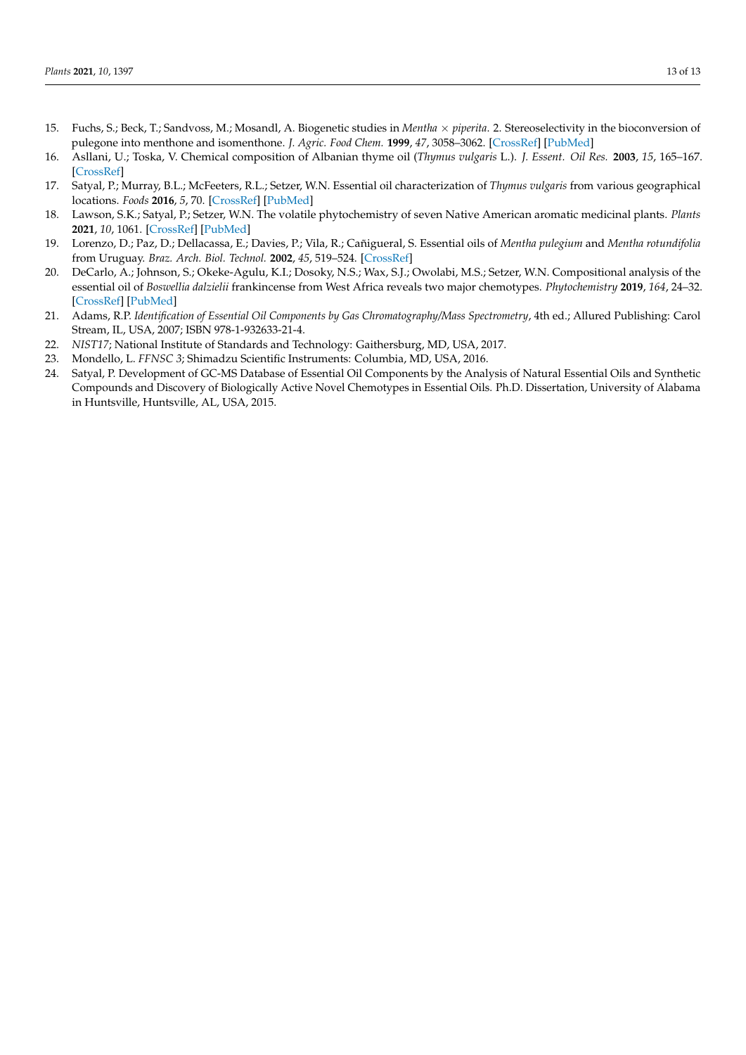15. Fuchs, S.; Beck, T.; Sandvoss, M.; Mosandl, A. Biogenetic studies in *Mentha × piperita*. 2. Stereoselectivity in the bioconversion of pulegone into menthone and isomenthone. *J. Agric. Food Chem.* **1999**, *47*, 3058–3062. [CrossRef] [PubMed]
16. Asllani, U.; Toska, V. Chemical composition of Albanian thyme oil (*Thymus vulgaris* L.). *J. Essent. Oil Res.* **2003**, *15*, 165–167. [CrossRef]
17. Satyal, P.; Murray, B.L.; McFeeters, R.L.; Setzer, W.N. Essential oil characterization of *Thymus vulgaris* from various geographical locations. *Foods* **2016**, *5*, 70. [CrossRef] [PubMed]
18. Lawson, S.K.; Satyal, P.; Setzer, W.N. The volatile phytochemistry of seven Native American aromatic medicinal plants. *Plants* **2021**, *10*, 1061. [CrossRef] [PubMed]
19. Lorenzo, D.; Paz, D.; Dellacassa, E.; Davies, P.; Vila, R.; Cañigueral, S. Essential oils of *Mentha pulegium* and *Mentha rotundifolia* from Uruguay. *Braz. Arch. Biol. Technol.* **2002**, *45*, 519–524. [CrossRef]
20. DeCarlo, A.; Johnson, S.; Okeke-Agulu, K.I.; Dosoky, N.S.; Wax, S.J.; Owolabi, M.S.; Setzer, W.N. Compositional analysis of the essential oil of *Boswellia dalzielii* frankincense from West Africa reveals two major chemotypes. *Phytochemistry* **2019**, *164*, 24–32. [CrossRef] [PubMed]
21. Adams, R.P. *Identification of Essential Oil Components by Gas Chromatography/Mass Spectrometry*, 4th ed.; Allured Publishing: Carol Stream, IL, USA, 2007; ISBN 978-1-932633-21-4.
22. *NIST17*; National Institute of Standards and Technology: Gaithersburg, MD, USA, 2017.
23. Mondello, L. *FFNSC 3*; Shimadzu Scientific Instruments: Columbia, MD, USA, 2016.
24. Satyal, P. Development of GC-MS Database of Essential Oil Components by the Analysis of Natural Essential Oils and Synthetic Compounds and Discovery of Biologically Active Novel Chemotypes in Essential Oils. Ph.D. Dissertation, University of Alabama in Huntsville, Huntsville, AL, USA, 2015.